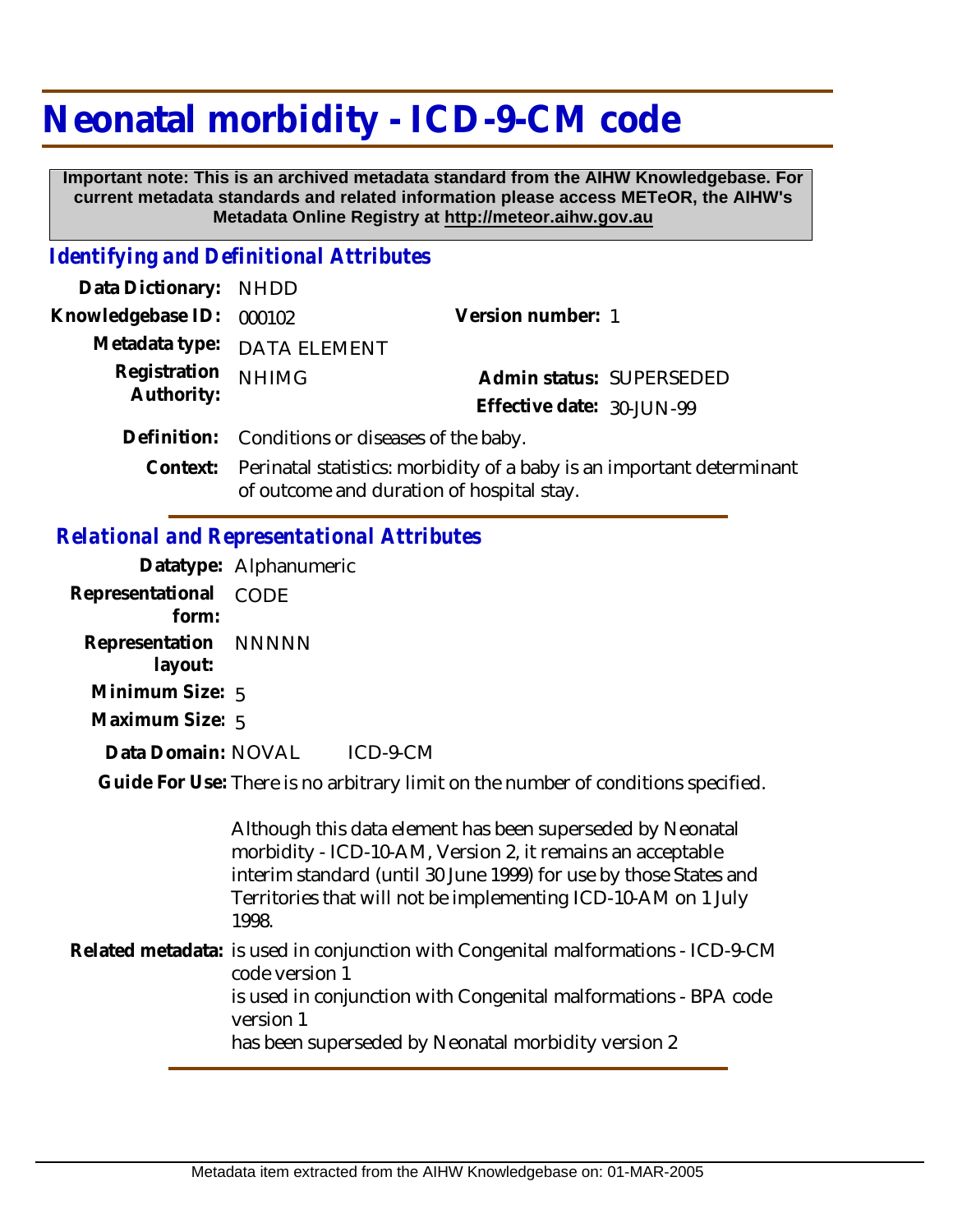# Neonatal morbidity - ICD-9-CM code

**Important note: This is an archived metadata standard from the AIHW Knowledgebase. For current metadata standards and related information please access METeOR, the AIHW's Metadata Online Registry at http://meteor.aihw.gov.au**

## *Identifying and Definitional Attributes*

| | | | |
|---|---|---|---|
| **Data Dictionary:** | NHDD | | |
| **Knowledgebase ID:** | 000102 | **Version number:** | 1 |
| **Metadata type:** | DATA ELEMENT | | |
| **Registration Authority:** | NHIMG | **Admin status:** | SUPERSEDED |
| | | **Effective date:** | 30-JUN-99 |

**Definition:** Conditions or diseases of the baby.

**Context:** Perinatal statistics: morbidity of a baby is an important determinant of outcome and duration of hospital stay.

## *Relational and Representational Attributes*

**Datatype:** Alphanumeric

**Representational form:** CODE

**Representation layout:** NNNNN

**Minimum Size:** 5

**Maximum Size:** 5

**Data Domain:** NOVAL ICD-9-CM

**Guide For Use:** There is no arbitrary limit on the number of conditions specified.

Although this data element has been superseded by Neonatal morbidity - ICD-10-AM, Version 2, it remains an acceptable interim standard (until 30 June 1999) for use by those States and Territories that will not be implementing ICD-10-AM on 1 July 1998.

**Related metadata:** is used in conjunction with Congenital malformations - ICD-9-CM code version 1
is used in conjunction with Congenital malformations - BPA code version 1
has been superseded by Neonatal morbidity version 2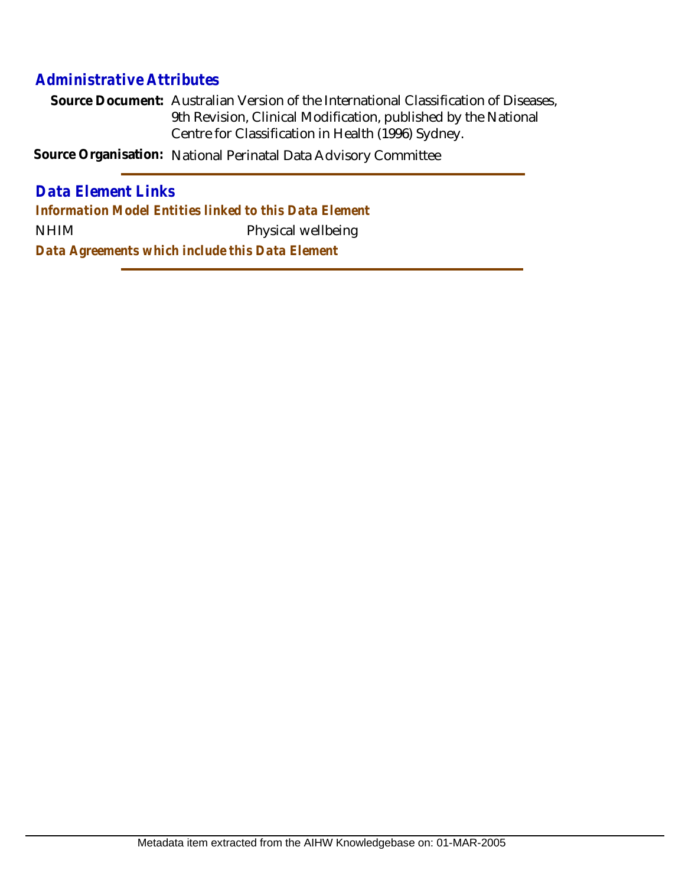## Administrative Attributes

**Source Document:** Australian Version of the International Classification of Diseases, 9th Revision, Clinical Modification, published by the National Centre for Classification in Health (1996) Sydney.

**Source Organisation:** National Perinatal Data Advisory Committee

## Data Element Links

### *Information Model Entities linked to this Data Element*

| | |
|---|---|
| NHIM | Physical wellbeing |

### *Data Agreements which include this Data Element*

Metadata item extracted from the AIHW Knowledgebase on: 01-MAR-2005